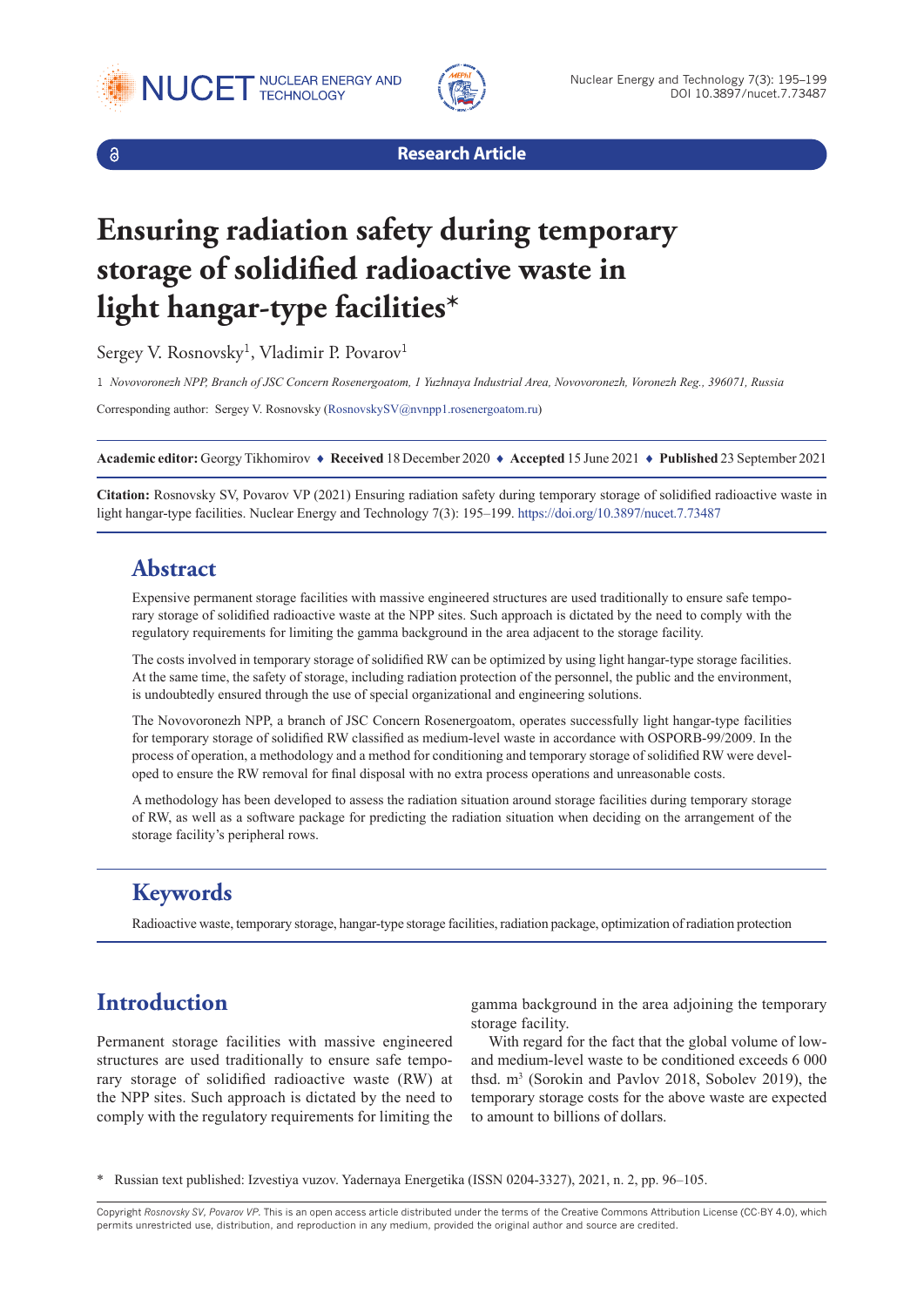Research Article

# Ensuring radiation safety during temporary storage of solidified radioactive waste in light hangar-type facilities*

Sergey V. Rosnovsky[1], Vladimir P. Povarov[1]

1 *Novovoronezh NPP, Branch of JSC Concern Rosenergoatom, 1 Yuzhnaya Industrial Area, Novovoronezh, Voronezh Reg., 396071, Russia*

Corresponding author: Sergey V. Rosnovsky (RosnovskySV@nvnpp1.rosenergoatom.ru)

**Academic editor:** Georgy Tikhomirov ♦ **Received** 18 December 2020 ♦ **Accepted** 15 June 2021 ♦ **Published** 23 September 2021

**Citation:** Rosnovsky SV, Povarov VP (2021) Ensuring radiation safety during temporary storage of solidified radioactive waste in light hangar-type facilities. Nuclear Energy and Technology 7(3): 195–199. https://doi.org/10.3897/nucet.7.73487

## Abstract

Expensive permanent storage facilities with massive engineered structures are used traditionally to ensure safe temporary storage of solidified radioactive waste at the NPP sites. Such approach is dictated by the need to comply with the regulatory requirements for limiting the gamma background in the area adjacent to the storage facility.

The costs involved in temporary storage of solidified RW can be optimized by using light hangar-type storage facilities. At the same time, the safety of storage, including radiation protection of the personnel, the public and the environment, is undoubtedly ensured through the use of special organizational and engineering solutions.

The Novovoronezh NPP, a branch of JSC Concern Rosenergoatom, operates successfully light hangar-type facilities for temporary storage of solidified RW classified as medium-level waste in accordance with OSPORB-99/2009. In the process of operation, a methodology and a method for conditioning and temporary storage of solidified RW were developed to ensure the RW removal for final disposal with no extra process operations and unreasonable costs.

A methodology has been developed to assess the radiation situation around storage facilities during temporary storage of RW, as well as a software package for predicting the radiation situation when deciding on the arrangement of the storage facility's peripheral rows.

## Keywords

Radioactive waste, temporary storage, hangar-type storage facilities, radiation package, optimization of radiation protection

## Introduction

Permanent storage facilities with massive engineered structures are used traditionally to ensure safe temporary storage of solidified radioactive waste (RW) at the NPP sites. Such approach is dictated by the need to comply with the regulatory requirements for limiting the gamma background in the area adjoining the temporary storage facility.

With regard for the fact that the global volume of low- and medium-level waste to be conditioned exceeds 6 000 thsd. m$^3$ (Sorokin and Pavlov 2018, Sobolev 2019), the temporary storage costs for the above waste are expected to amount to billions of dollars.

* Russian text published: Izvestiya vuzov. Yadernaya Energetika (ISSN 0204-3327), 2021, n. 2, pp. 96–105.

Copyright *Rosnovsky SV, Povarov VP*. This is an open access article distributed under the terms of the Creative Commons Attribution License (CC-BY 4.0), which permits unrestricted use, distribution, and reproduction in any medium, provided the original author and source are credited.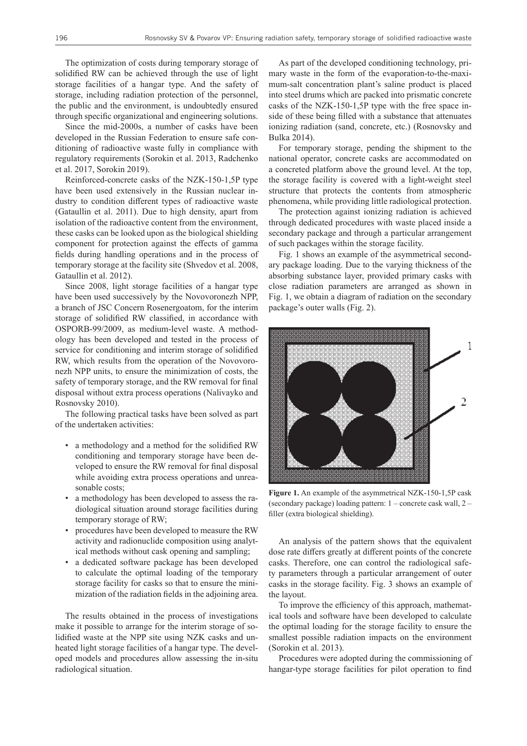The optimization of costs during temporary storage of solidified RW can be achieved through the use of light storage facilities of a hangar type. And the safety of storage, including radiation protection of the personnel, the public and the environment, is undoubtedly ensured through specific organizational and engineering solutions.

Since the mid-2000s, a number of casks have been developed in the Russian Federation to ensure safe conditioning of radioactive waste fully in compliance with regulatory requirements (Sorokin et al. 2013, Radchenko et al. 2017, Sorokin 2019).

Reinforced-concrete casks of the NZK-150-1,5P type have been used extensively in the Russian nuclear industry to condition different types of radioactive waste (Gataullin et al. 2011). Due to high density, apart from isolation of the radioactive content from the environment, these casks can be looked upon as the biological shielding component for protection against the effects of gamma fields during handling operations and in the process of temporary storage at the facility site (Shvedov et al. 2008, Gataullin et al. 2012).

Since 2008, light storage facilities of a hangar type have been used successively by the Novovoronezh NPP, a branch of JSC Concern Rosenergoatom, for the interim storage of solidified RW classified, in accordance with OSPORB-99/2009, as medium-level waste. A methodology has been developed and tested in the process of service for conditioning and interim storage of solidified RW, which results from the operation of the Novovoronezh NPP units, to ensure the minimization of costs, the safety of temporary storage, and the RW removal for final disposal without extra process operations (Nalivayko and Rosnovsky 2010).

The following practical tasks have been solved as part of the undertaken activities:

- a methodology and a method for the solidified RW conditioning and temporary storage have been developed to ensure the RW removal for final disposal while avoiding extra process operations and unreasonable costs;
- a methodology has been developed to assess the radiological situation around storage facilities during temporary storage of RW;
- procedures have been developed to measure the RW activity and radionuclide composition using analytical methods without cask opening and sampling;
- a dedicated software package has been developed to calculate the optimal loading of the temporary storage facility for casks so that to ensure the minimization of the radiation fields in the adjoining area.

The results obtained in the process of investigations make it possible to arrange for the interim storage of solidified waste at the NPP site using NZK casks and unheated light storage facilities of a hangar type. The developed models and procedures allow assessing the in-situ radiological situation.

As part of the developed conditioning technology, primary waste in the form of the evaporation-to-the-maximum-salt concentration plant's saline product is placed into steel drums which are packed into prismatic concrete casks of the NZK-150-1,5P type with the free space inside of these being filled with a substance that attenuates ionizing radiation (sand, concrete, etc.) (Rosnovsky and Bulka 2014).

For temporary storage, pending the shipment to the national operator, concrete casks are accommodated on a concreted platform above the ground level. At the top, the storage facility is covered with a light-weight steel structure that protects the contents from atmospheric phenomena, while providing little radiological protection.

The protection against ionizing radiation is achieved through dedicated procedures with waste placed inside a secondary package and through a particular arrangement of such packages within the storage facility.

Fig. 1 shows an example of the asymmetrical secondary package loading. Due to the varying thickness of the absorbing substance layer, provided primary casks with close radiation parameters are arranged as shown in Fig. 1, we obtain a diagram of radiation on the secondary package's outer walls (Fig. 2).

1

2

**Figure 1.** An example of the asymmetrical NZK-150-1,5P cask (secondary package) loading pattern: 1 – concrete cask wall, 2 – filler (extra biological shielding).

An analysis of the pattern shows that the equivalent dose rate differs greatly at different points of the concrete casks. Therefore, one can control the radiological safety parameters through a particular arrangement of outer casks in the storage facility. Fig. 3 shows an example of the layout.

To improve the efficiency of this approach, mathematical tools and software have been developed to calculate the optimal loading for the storage facility to ensure the smallest possible radiation impacts on the environment (Sorokin et al. 2013).

Procedures were adopted during the commissioning of hangar-type storage facilities for pilot operation to find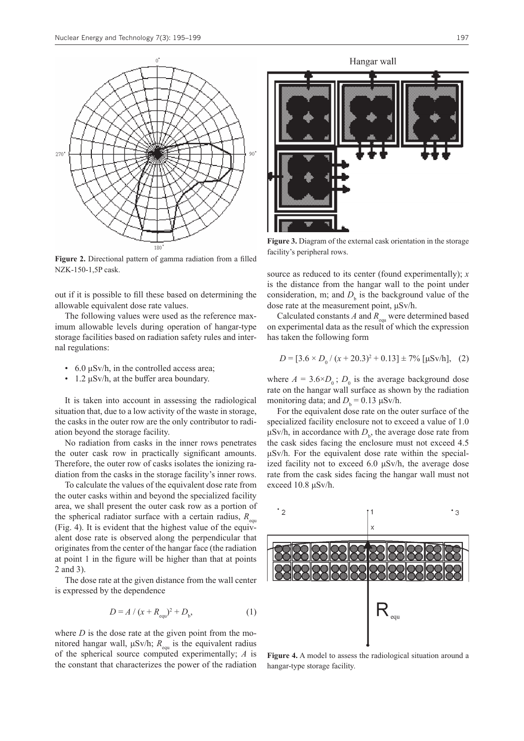0°

270°

90°

180°

**Figure 2.** Directional pattern of gamma radiation from a filled NZK-150-1,5P cask.

Hangar wall

**Figure 3.** Diagram of the external cask orientation in the storage facility's peripheral rows.

out if it is possible to fill these based on determining the allowable equivalent dose rate values.

The following values were used as the reference maximum allowable levels during operation of hangar-type storage facilities based on radiation safety rules and internal regulations:

- 6.0 μSv/h, in the controlled access area;
- 1.2 μSv/h, at the buffer area boundary.

It is taken into account in assessing the radiological situation that, due to a low activity of the waste in storage, the casks in the outer row are the only contributor to radiation beyond the storage facility.

No radiation from casks in the inner rows penetrates the outer cask row in practically significant amounts. Therefore, the outer row of casks isolates the ionizing radiation from the casks in the storage facility's inner rows.

To calculate the values of the equivalent dose rate from the outer casks within and beyond the specialized facility area, we shall present the outer cask row as a portion of the spherical radiator surface with a certain radius, $R_{equ}$ (Fig. 4). It is evident that the highest value of the equivalent dose rate is observed along the perpendicular that originates from the center of the hangar face (the radiation at point 1 in the figure will be higher than that at points 2 and 3).

The dose rate at the given distance from the wall center is expressed by the dependence

$$D = A / (x + R_{equ})^2 + D_b, \tag{1}$$

where $D$ is the dose rate at the given point from the monitored hangar wall, μSv/h; $R_{equ}$ is the equivalent radius of the spherical source computed experimentally; $A$ is the constant that characterizes the power of the radiation source as reduced to its center (found experimentally); $x$ is the distance from the hangar wall to the point under consideration, m; and $D_b$ is the background value of the dose rate at the measurement point, μSv/h.

Calculated constants $A$ and $R_{equ}$ were determined based on experimental data as the result of which the expression has taken the following form

$$D = [3.6 \times D_0 / (x + 20.3)^2 + 0.13] \pm 7\% \text{ [μSv/h]}, \tag{2}$$

where $A = 3.6 \times D_0$; $D_0$ is the average background dose rate on the hangar wall surface as shown by the radiation monitoring data; and $D_b = 0.13$ μSv/h.

For the equivalent dose rate on the outer surface of the specialized facility enclosure not to exceed a value of 1.0 μSv/h, in accordance with $D_b$, the average dose rate from the cask sides facing the enclosure must not exceed 4.5 μSv/h. For the equivalent dose rate within the specialized facility not to exceed 6.0 μSv/h, the average dose rate from the cask sides facing the hangar wall must not exceed 10.8 μSv/h.

2

1

3

x

$R_{equ}$

**Figure 4.** A model to assess the radiological situation around a hangar-type storage facility.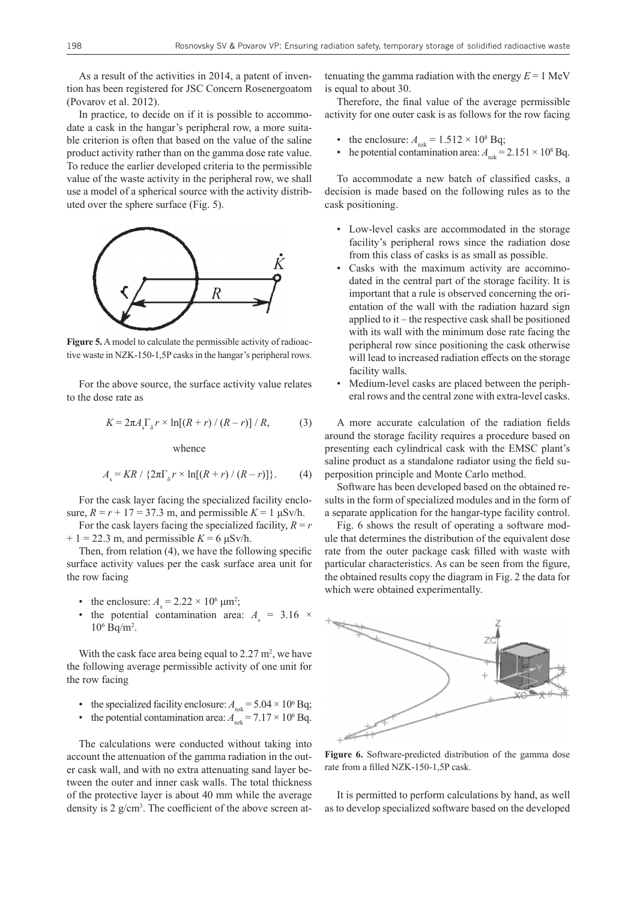As a result of the activities in 2014, a patent of invention has been registered for JSC Concern Rosenergoatom (Povarov et al. 2012).

In practice, to decide on if it is possible to accommodate a cask in the hangar's peripheral row, a more suitable criterion is often that based on the value of the saline product activity rather than on the gamma dose rate value. To reduce the earlier developed criteria to the permissible value of the waste activity in the peripheral row, we shall use a model of a spherical source with the activity distributed over the sphere surface (Fig. 5).

$\dot{K}$

$r$

$R$

**Figure 5.** A model to calculate the permissible activity of radioactive waste in NZK-150-1,5P casks in the hangar's peripheral rows.

For the above source, the surface activity value relates to the dose rate as

$$K = 2\pi A_s \Gamma_\delta r \times \ln[(R + r) / (R - r)] / R, \quad (3)$$

whence

$$A_s = KR / \{2\pi\Gamma_\delta r \times \ln[(R + r) / (R - r)]\}. \quad (4)$$

For the cask layer facing the specialized facility enclosure, $R = r + 17 = 37.3$ m, and permissible $K = 1$ μSv/h.

For the cask layers facing the specialized facility, $R = r + 1 = 22.3$ m, and permissible $K = 6$ μSv/h.

Then, from relation (4), we have the following specific surface activity values per the cask surface area unit for the row facing

- the enclosure: $A_s = 2.22 \times 10^6$ μm$^2$;
- the potential contamination area: $A_s = 3.16 \times 10^6$ Bq/m$^2$.

With the cask face area being equal to 2.27 m$^2$, we have the following average permissible activity of one unit for the row facing

- the specialized facility enclosure: $A_{nzk} = 5.04 \times 10^6$ Bq;
- the potential contamination area: $A_{nzk} = 7.17 \times 10^6$ Bq.

The calculations were conducted without taking into account the attenuation of the gamma radiation in the outer cask wall, and with no extra attenuating sand layer between the outer and inner cask walls. The total thickness of the protective layer is about 40 mm while the average density is 2 g/cm$^3$. The coefficient of the above screen attenuating the gamma radiation with the energy $E = 1$ MeV is equal to about 30.

Therefore, the final value of the average permissible activity for one outer cask is as follows for the row facing

- the enclosure: $A_{nzk} = 1.512 \times 10^8$ Bq;
- he potential contamination area: $A_{nzk} = 2.151 \times 10^8$ Bq.

To accommodate a new batch of classified casks, a decision is made based on the following rules as to the cask positioning.

- Low-level casks are accommodated in the storage facility's peripheral rows since the radiation dose from this class of casks is as small as possible.
- Casks with the maximum activity are accommodated in the central part of the storage facility. It is important that a rule is observed concerning the orientation of the wall with the radiation hazard sign applied to it – the respective cask shall be positioned with its wall with the minimum dose rate facing the peripheral row since positioning the cask otherwise will lead to increased radiation effects on the storage facility walls.
- Medium-level casks are placed between the peripheral rows and the central zone with extra-level casks.

A more accurate calculation of the radiation fields around the storage facility requires a procedure based on presenting each cylindrical cask with the EMSC plant's saline product as a standalone radiator using the field superposition principle and Monte Carlo method.

Software has been developed based on the obtained results in the form of specialized modules and in the form of a separate application for the hangar-type facility control.

Fig. 6 shows the result of operating a software module that determines the distribution of the equivalent dose rate from the outer package cask filled with waste with particular characteristics. As can be seen from the figure, the obtained results copy the diagram in Fig. 2 the data for which were obtained experimentally.

Z
ZC
Y
XC
X

**Figure 6.** Software-predicted distribution of the gamma dose rate from a filled NZK-150-1,5P cask.

It is permitted to perform calculations by hand, as well as to develop specialized software based on the developed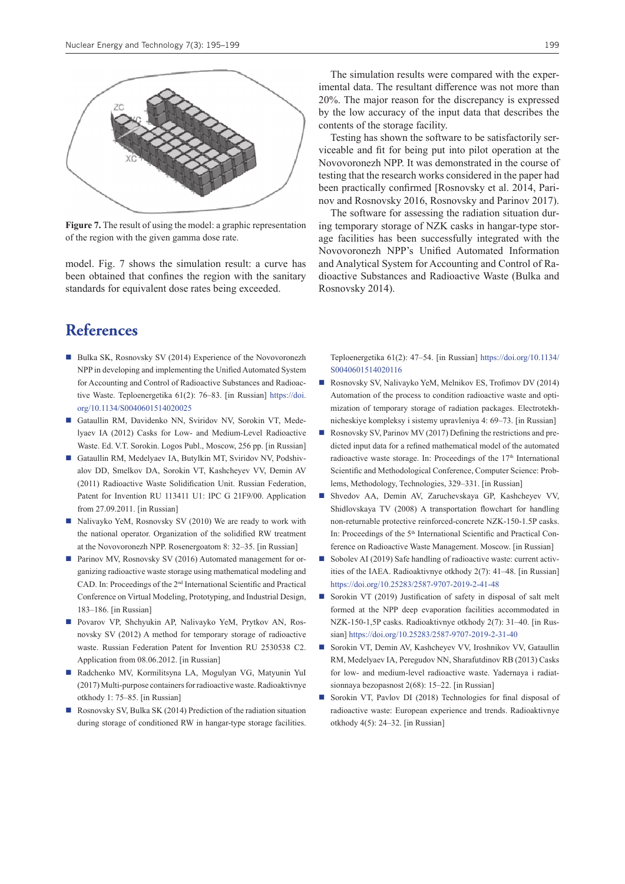Figure 7. The result of using the model: a graphic representation of the region with the given gamma dose rate.

model. Fig. 7 shows the simulation result: a curve has been obtained that confines the region with the sanitary standards for equivalent dose rates being exceeded.

The simulation results were compared with the experimental data. The resultant difference was not more than 20%. The major reason for the discrepancy is expressed by the low accuracy of the input data that describes the contents of the storage facility.

Testing has shown the software to be satisfactorily serviceable and fit for being put into pilot operation at the Novovoronezh NPP. It was demonstrated in the course of testing that the research works considered in the paper had been practically confirmed [Rosnovsky et al. 2014, Parinov and Rosnovsky 2016, Rosnovsky and Parinov 2017).

The software for assessing the radiation situation during temporary storage of NZK casks in hangar-type storage facilities has been successfully integrated with the Novovoronezh NPP's Unified Automated Information and Analytical System for Accounting and Control of Radioactive Substances and Radioactive Waste (Bulka and Rosnovsky 2014).

# References

- Bulka SK, Rosnovsky SV (2014) Experience of the Novovoronezh NPP in developing and implementing the Unified Automated System for Accounting and Control of Radioactive Substances and Radioactive Waste. Teploenergetika 61(2): 76–83. [in Russian] https://doi.org/10.1134/S0040601514020025
- Gataullin RM, Davidenko NN, Sviridov NV, Sorokin VT, Medelyaev IA (2012) Casks for Low- and Medium-Level Radioactive Waste. Ed. V.T. Sorokin. Logos Publ., Moscow, 256 pp. [in Russian]
- Gataullin RM, Medelyaev IA, Butylkin MT, Sviridov NV, Podshivalov DD, Smelkov DA, Sorokin VT, Kashcheyev VV, Demin AV (2011) Radioactive Waste Solidification Unit. Russian Federation, Patent for Invention RU 113411 U1: IPC G 21F9/00. Application from 27.09.2011. [in Russian]
- Nalivayko YeM, Rosnovsky SV (2010) We are ready to work with the national operator. Organization of the solidified RW treatment at the Novovoronezh NPP. Rosenergoatom 8: 32–35. [in Russian]
- Parinov MV, Rosnovsky SV (2016) Automated management for organizing radioactive waste storage using mathematical modeling and CAD. In: Proceedings of the 2nd International Scientific and Practical Conference on Virtual Modeling, Prototyping, and Industrial Design, 183–186. [in Russian]
- Povarov VP, Shchyukin AP, Nalivayko YeM, Prytkov AN, Rosnovsky SV (2012) A method for temporary storage of radioactive waste. Russian Federation Patent for Invention RU 2530538 C2. Application from 08.06.2012. [in Russian]
- Radchenko MV, Kormilitsyna LA, Mogulyan VG, Matyunin YuI (2017) Multi-purpose containers for radioactive waste. Radioaktivnye otkhody 1: 75–85. [in Russian]
- Rosnovsky SV, Bulka SK (2014) Prediction of the radiation situation during storage of conditioned RW in hangar-type storage facilities. Teploenergetika 61(2): 47–54. [in Russian] https://doi.org/10.1134/S0040601514020116
- Rosnovsky SV, Nalivayko YeM, Melnikov ES, Trofimov DV (2014) Automation of the process to condition radioactive waste and optimization of temporary storage of radiation packages. Electrotekhnicheskiye kompleksy i sistemy upravleniya 4: 69–73. [in Russian]
- Rosnovsky SV, Parinov MV (2017) Defining the restrictions and predicted input data for a refined mathematical model of the automated radioactive waste storage. In: Proceedings of the 17th International Scientific and Methodological Conference, Computer Science: Problems, Methodology, Technologies, 329–331. [in Russian]
- Shvedov AA, Demin AV, Zaruchevskaya GP, Kashcheyev VV, Shidlovskaya TV (2008) A transportation flowchart for handling non-returnable protective reinforced-concrete NZK-150-1.5P casks. In: Proceedings of the 5th International Scientific and Practical Conference on Radioactive Waste Management. Moscow. [in Russian]
- Sobolev AI (2019) Safe handling of radioactive waste: current activities of the IAEA. Radioaktivnye otkhody 2(7): 41–48. [in Russian] https://doi.org/10.25283/2587-9707-2019-2-41-48
- Sorokin VT (2019) Justification of safety in disposal of salt melt formed at the NPP deep evaporation facilities accommodated in NZK-150-1,5P casks. Radioaktivnye otkhody 2(7): 31–40. [in Russian] https://doi.org/10.25283/2587-9707-2019-2-31-40
- Sorokin VT, Demin AV, Kashcheyev VV, Iroshnikov VV, Gataullin RM, Medelyaev IA, Peregudov NN, Sharafutdinov RB (2013) Casks for low- and medium-level radioactive waste. Yadernaya i radiatsionnaya bezopasnost 2(68): 15–22. [in Russian]
- Sorokin VT, Pavlov DI (2018) Technologies for final disposal of radioactive waste: European experience and trends. Radioaktivnye otkhody 4(5): 24–32. [in Russian]